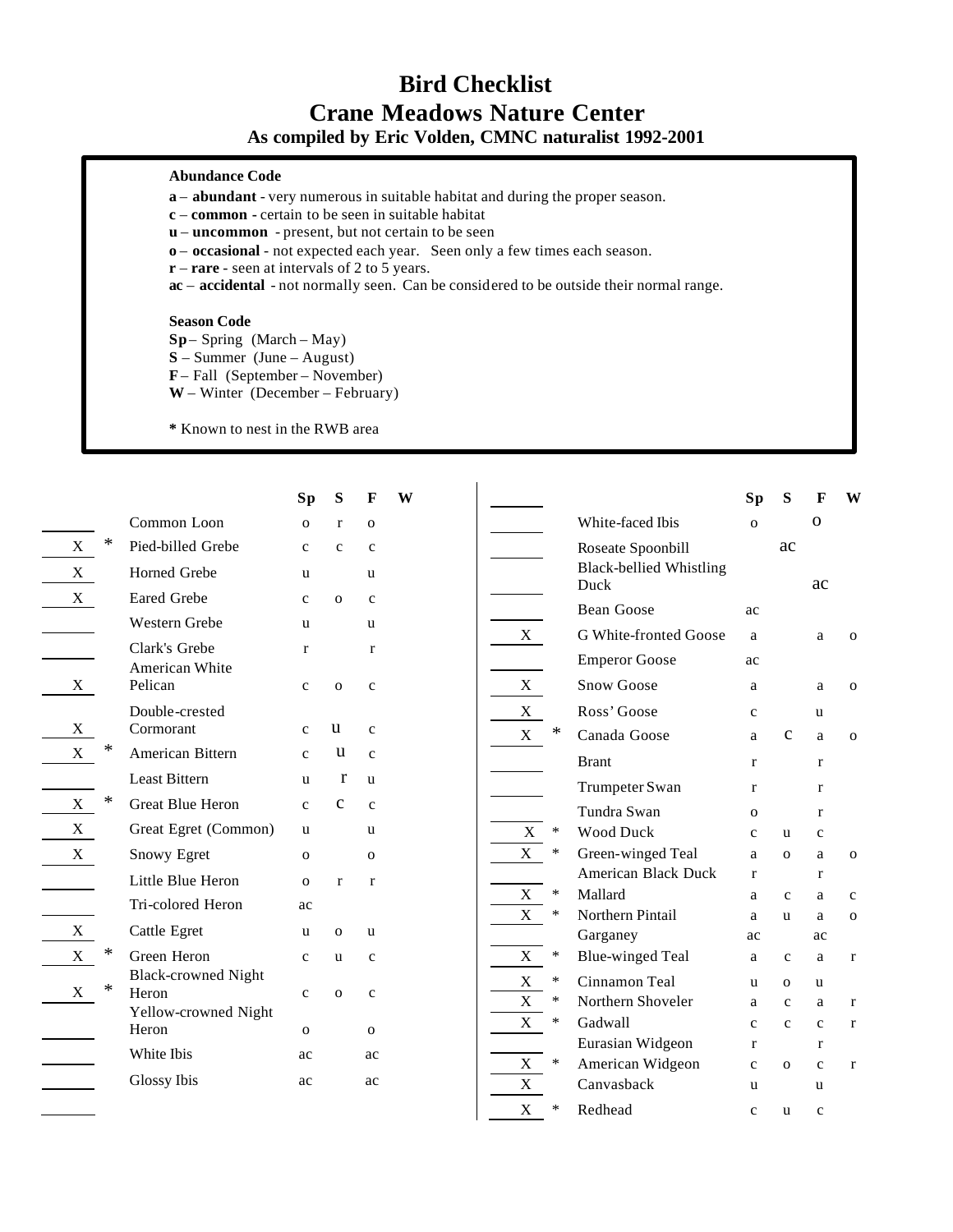# Bird Checklist
## Crane Meadows Nature Center
### As compiled by Eric Volden, CMNC naturalist 1992-2001

**Abundance Code**

**a** – **abundant** - very numerous in suitable habitat and during the proper season.
**c** – **common** - certain to be seen in suitable habitat
**u** – **uncommon** - present, but not certain to be seen
**o** – **occasional** - not expected each year. Seen only a few times each season.
**r** – **rare** - seen at intervals of 2 to 5 years.
**ac** – **accidental** - not normally seen. Can be considered to be outside their normal range.

**Season Code**

**Sp** – Spring (March – May)
**S** – Summer (June – August)
**F** – Fall (September – November)
**W** – Winter (December – February)

**\*** Known to nest in the RWB area

| | | | Sp | S | F | W |
|---|---|---|---|---|---|---|
| | | Common Loon | o | r | o | |
| X | * | Pied-billed Grebe | c | c | c | |
| X | | Horned Grebe | u | | u | |
| X | | Eared Grebe | c | o | c | |
| | | Western Grebe | u | | u | |
| | | Clark's Grebe | r | | r | |
| X | | American White Pelican | c | o | c | |
| X | | Double-crested Cormorant | c | u | c | |
| X | * | American Bittern | c | u | c | |
| | | Least Bittern | u | r | u | |
| X | * | Great Blue Heron | c | c | c | |
| X | | Great Egret (Common) | u | | u | |
| X | | Snowy Egret | o | | o | |
| | | Little Blue Heron | o | r | r | |
| | | Tri-colored Heron | ac | | | |
| X | | Cattle Egret | u | o | u | |
| X | * | Green Heron | c | u | c | |
| X | * | Black-crowned Night Heron | c | o | c | |
| | | Yellow-crowned Night Heron | o | | o | |
| | | White Ibis | ac | | ac | |
| | | Glossy Ibis | ac | | ac | |
| | | White-faced Ibis | o | | o | |
| | | Roseate Spoonbill | | ac | | |
| | | Black-bellied Whistling Duck | | | ac | |
| | | Bean Goose | ac | | | |
| X | | G White-fronted Goose | a | | a | o |
| | | Emperor Goose | ac | | | |
| X | | Snow Goose | a | | a | o |
| X | | Ross' Goose | c | | u | |
| X | * | Canada Goose | a | c | a | o |
| | | Brant | r | | r | |
| | | Trumpeter Swan | r | | r | |
| | | Tundra Swan | o | | r | |
| X | * | Wood Duck | c | u | c | |
| X | * | Green-winged Teal | a | o | a | o |
| | | American Black Duck | r | | r | |
| X | * | Mallard | a | c | a | c |
| X | * | Northern Pintail | a | u | a | o |
| | | Garganey | ac | | ac | |
| X | * | Blue-winged Teal | a | c | a | r |
| X | * | Cinnamon Teal | u | o | u | |
| X | * | Northern Shoveler | a | c | a | r |
| X | * | Gadwall | c | c | c | r |
| | | Eurasian Widgeon | r | | r | |
| X | * | American Widgeon | c | o | c | r |
| X | | Canvasback | u | | u | |
| X | * | Redhead | c | u | c | |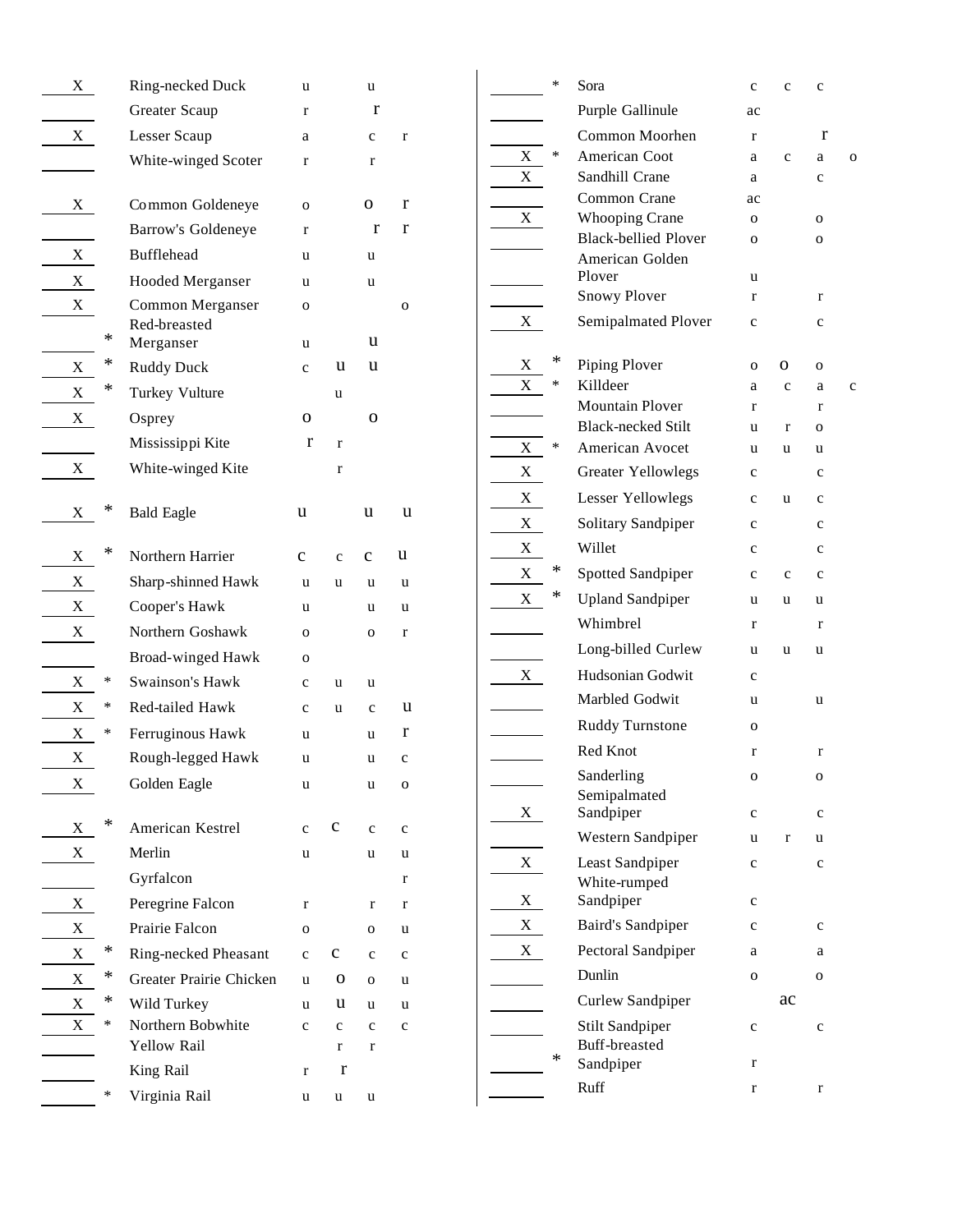| | | | | | | |
|---|---|---|---|---|---|---|
| X | | Ring-necked Duck | u | | u | |
| | | Greater Scaup | r | | r | |
| X | | Lesser Scaup | a | | c | r |
| | | White-winged Scoter | r | | r | |
| X | | Common Goldeneye | o | | o | r |
| | | Barrow's Goldeneye | r | | r | r |
| X | | Bufflehead | u | | u | |
| X | | Hooded Merganser | u | | u | |
| X | | Common Merganser | o | | | o |
| | * | Red-breasted Merganser | u | | u | |
| X | * | Ruddy Duck | c | u | u | |
| X | * | Turkey Vulture | | u | | |
| X | | Osprey | o | | o | |
| | | Mississippi Kite | r | r | | |
| X | | White-winged Kite | | r | | |
| X | * | Bald Eagle | u | | u | u |
| X | * | Northern Harrier | c | c | c | u |
| X | | Sharp-shinned Hawk | u | u | u | u |
| X | | Cooper's Hawk | u | | u | u |
| X | | Northern Goshawk | o | | o | r |
| | | Broad-winged Hawk | o | | | |
| X | * | Swainson's Hawk | c | u | u | |
| X | * | Red-tailed Hawk | c | u | c | u |
| X | * | Ferruginous Hawk | u | | u | r |
| X | | Rough-legged Hawk | u | | u | c |
| X | | Golden Eagle | u | | u | o |
| X | * | American Kestrel | c | c | c | c |
| X | | Merlin | u | | u | u |
| | | Gyrfalcon | | | | r |
| X | | Peregrine Falcon | r | | r | r |
| X | | Prairie Falcon | o | | o | u |
| X | * | Ring-necked Pheasant | c | c | c | c |
| X | * | Greater Prairie Chicken | u | o | o | u |
| X | * | Wild Turkey | u | u | u | u |
| X | * | Northern Bobwhite | c | c | c | c |
| | | Yellow Rail | | r | r | |
| | | King Rail | r | r | | |
| | * | Virginia Rail | u | u | u | |
| | * | Sora | c | c | c | |
| | | Purple Gallinule | ac | | | |
| | | Common Moorhen | r | | r | |
| X | * | American Coot | a | c | a | o |
| X | | Sandhill Crane | a | | c | |
| | | Common Crane | ac | | | |
| X | | Whooping Crane | o | | o | |
| | | Black-bellied Plover | o | | o | |
| | | American Golden Plover | u | | | |
| | | Snowy Plover | r | | r | |
| X | | Semipalmated Plover | c | | c | |
| X | * | Piping Plover | o | o | o | |
| X | * | Killdeer | a | c | a | c |
| | | Mountain Plover | r | | r | |
| | | Black-necked Stilt | u | r | o | |
| X | * | American Avocet | u | u | u | |
| X | | Greater Yellowlegs | c | | c | |
| X | | Lesser Yellowlegs | c | u | c | |
| X | | Solitary Sandpiper | c | | c | |
| X | | Willet | c | | c | |
| X | * | Spotted Sandpiper | c | c | c | |
| X | * | Upland Sandpiper | u | u | u | |
| | | Whimbrel | r | | r | |
| | | Long-billed Curlew | u | u | u | |
| X | | Hudsonian Godwit | c | | | |
| | | Marbled Godwit | u | | u | |
| | | Ruddy Turnstone | o | | | |
| | | Red Knot | r | | r | |
| | | Sanderling | o | | o | |
| X | | Semipalmated Sandpiper | c | | c | |
| | | Western Sandpiper | u | r | u | |
| X | | Least Sandpiper | c | | c | |
| X | | White-rumped Sandpiper | c | | | |
| X | | Baird's Sandpiper | c | | c | |
| X | | Pectoral Sandpiper | a | | a | |
| | | Dunlin | o | | o | |
| | | Curlew Sandpiper | | ac | | |
| | | Stilt Sandpiper | c | | c | |
| | * | Buff-breasted Sandpiper | r | | | |
| | | Ruff | r | | r | |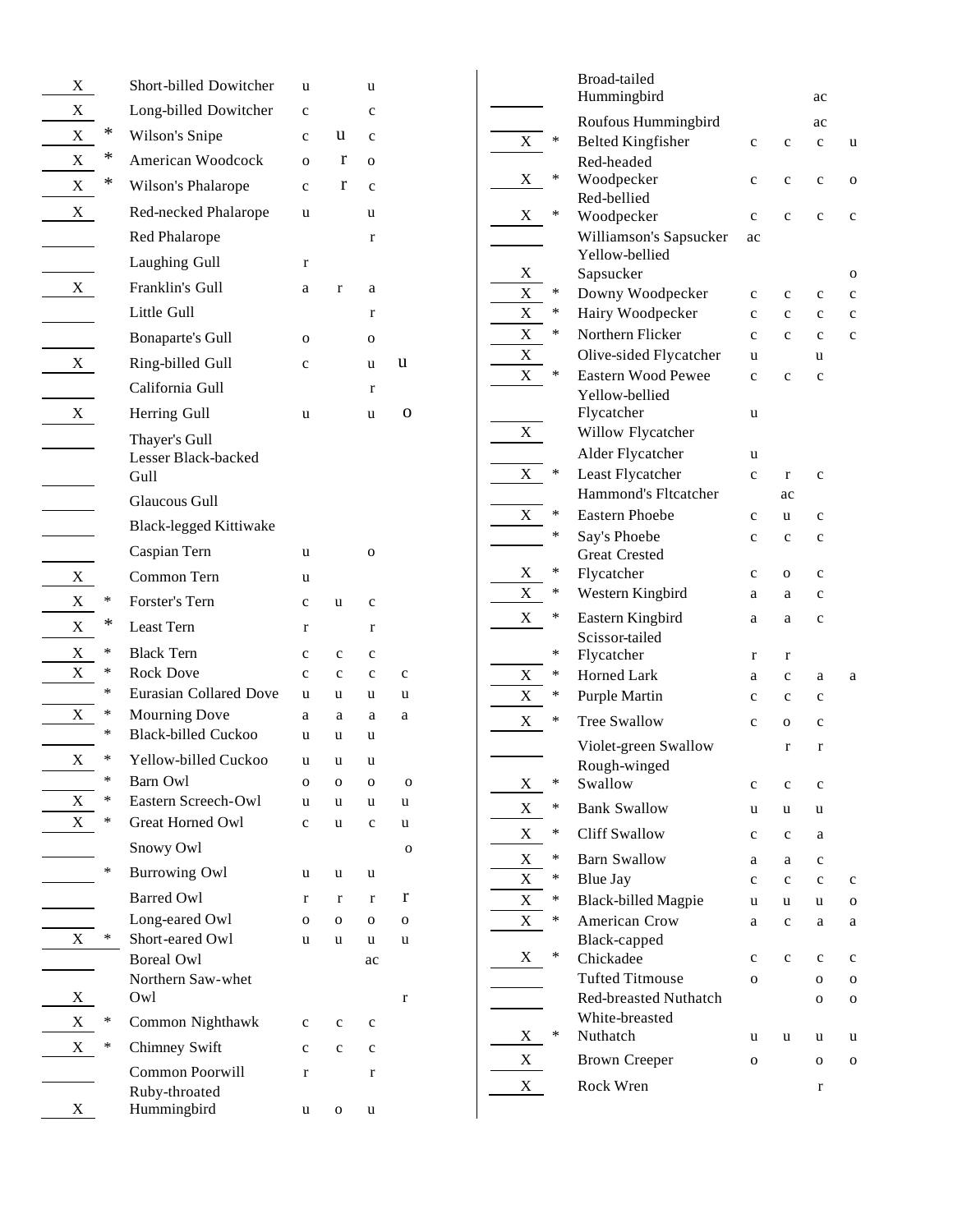| Seen | Breeding | Species | Sp | Su | F | W |
|---|---|---|---|---|---|---|
| X | | Short-billed Dowitcher | u | | u | |
| X | | Long-billed Dowitcher | c | | c | |
| X | * | Wilson's Snipe | c | u | c | |
| X | * | American Woodcock | o | r | o | |
| X | * | Wilson's Phalarope | c | r | c | |
| X | | Red-necked Phalarope | u | | u | |
| | | Red Phalarope | | | r | |
| | | Laughing Gull | r | | | |
| X | | Franklin's Gull | a | r | a | |
| | | Little Gull | | | r | |
| | | Bonaparte's Gull | o | | o | |
| X | | Ring-billed Gull | c | | u | u |
| | | California Gull | | | r | |
| X | | Herring Gull | u | | u | o |
| | | Thayer's Gull | | | | |
| | | Lesser Black-backed Gull | | | | |
| | | Glaucous Gull | | | | |
| | | Black-legged Kittiwake | | | | |
| | | Caspian Tern | u | | o | |
| X | | Common Tern | u | | | |
| X | * | Forster's Tern | c | u | c | |
| X | * | Least Tern | r | | r | |
| X | * | Black Tern | c | c | c | |
| X | * | Rock Dove | c | c | c | c |
| | * | Eurasian Collared Dove | u | u | u | u |
| X | * | Mourning Dove | a | a | a | a |
| | * | Black-billed Cuckoo | u | u | u | |
| X | * | Yellow-billed Cuckoo | u | u | u | |
| | * | Barn Owl | o | o | o | o |
| X | * | Eastern Screech-Owl | u | u | u | u |
| X | * | Great Horned Owl | c | u | c | u |
| | | Snowy Owl | | | | o |
| | * | Burrowing Owl | u | u | u | |
| | | Barred Owl | r | r | r | r |
| | | Long-eared Owl | o | o | o | o |
| X | * | Short-eared Owl | u | u | u | u |
| | | Boreal Owl | | | ac | |
| X | | Northern Saw-whet Owl | | | | r |
| X | * | Common Nighthawk | c | c | c | |
| X | * | Chimney Swift | c | c | c | |
| | | Common Poorwill | r | | r | |
| X | | Ruby-throated Hummingbird | u | o | u | |
| | | Broad-tailed Hummingbird | | | ac | |
| | | Roufous Hummingbird | | | ac | |
| X | * | Belted Kingfisher | c | c | c | u |
| X | * | Red-headed Woodpecker | c | c | c | o |
| X | * | Red-bellied Woodpecker | c | c | c | c |
| | | Williamson's Sapsucker | ac | | | |
| X | | Yellow-bellied Sapsucker | | | | o |
| X | * | Downy Woodpecker | c | c | c | c |
| X | * | Hairy Woodpecker | c | c | c | c |
| X | * | Northern Flicker | c | c | c | c |
| X | | Olive-sided Flycatcher | u | | u | |
| X | * | Eastern Wood Pewee | c | c | c | |
| | | Yellow-bellied Flycatcher | u | | | |
| X | | Willow Flycatcher | | | | |
| | | Alder Flycatcher | u | | | |
| X | * | Least Flycatcher | c | r | c | |
| | | Hammond's Fltcatcher | | ac | | |
| X | * | Eastern Phoebe | c | u | c | |
| | * | Say's Phoebe | c | c | c | |
| X | * | Great Crested Flycatcher | c | o | c | |
| X | * | Western Kingbird | a | a | c | |
| X | * | Eastern Kingbird | a | a | c | |
| | * | Scissor-tailed Flycatcher | r | r | | |
| X | * | Horned Lark | a | c | a | a |
| X | * | Purple Martin | c | c | c | |
| X | * | Tree Swallow | c | o | c | |
| | | Violet-green Swallow | | r | r | |
| X | * | Rough-winged Swallow | c | c | c | |
| X | * | Bank Swallow | u | u | u | |
| X | * | Cliff Swallow | c | c | a | |
| X | * | Barn Swallow | a | a | c | |
| X | * | Blue Jay | c | c | c | c |
| X | * | Black-billed Magpie | u | u | u | o |
| X | * | American Crow | a | c | a | a |
| X | * | Black-capped Chickadee | c | c | c | c |
| | | Tufted Titmouse | o | | o | o |
| | | Red-breasted Nuthatch | | | o | o |
| X | * | White-breasted Nuthatch | u | u | u | u |
| X | | Brown Creeper | o | | o | o |
| X | | Rock Wren | | | r | |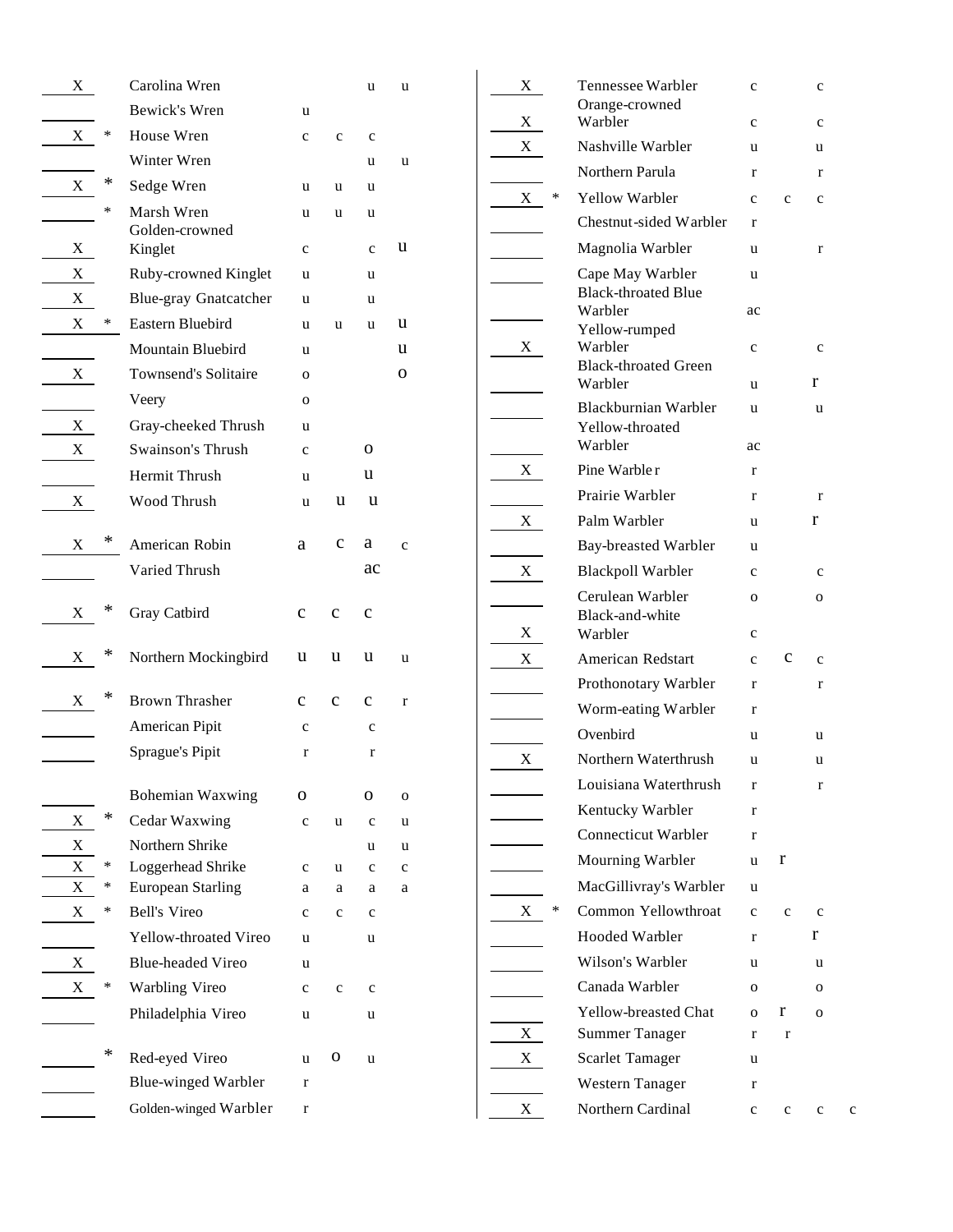| | | | | | | |
|---|---|---|---|---|---|---|
| X | | Carolina Wren | | | u | u |
| | | Bewick's Wren | u | | | |
| X | * | House Wren | c | c | c | |
| | | Winter Wren | | | u | u |
| X | * | Sedge Wren | u | u | u | |
| | * | Marsh Wren | u | u | u | |
| X | | Golden-crowned Kinglet | c | | c | u |
| X | | Ruby-crowned Kinglet | u | | u | |
| X | | Blue-gray Gnatcatcher | u | | u | |
| X | * | Eastern Bluebird | u | u | u | u |
| | | Mountain Bluebird | u | | | u |
| X | | Townsend's Solitaire | o | | | o |
| | | Veery | o | | | |
| X | | Gray-cheeked Thrush | u | | | |
| X | | Swainson's Thrush | c | | o | |
| | | Hermit Thrush | u | | u | |
| X | | Wood Thrush | u | u | u | |
| X | * | American Robin | a | c | a | c |
| | | Varied Thrush | | | ac | |
| X | * | Gray Catbird | c | c | c | |
| X | * | Northern Mockingbird | u | u | u | u |
| X | * | Brown Thrasher | c | c | c | r |
| | | American Pipit | c | | c | |
| | | Sprague's Pipit | r | | r | |
| | | Bohemian Waxwing | o | | o | o |
| X | * | Cedar Waxwing | c | u | c | u |
| X | | Northern Shrike | | | u | u |
| X | * | Loggerhead Shrike | c | u | c | c |
| X | * | European Starling | a | a | a | a |
| X | * | Bell's Vireo | c | c | c | |
| | | Yellow-throated Vireo | u | | u | |
| X | | Blue-headed Vireo | u | | | |
| X | * | Warbling Vireo | c | c | c | |
| | | Philadelphia Vireo | u | | u | |
| | * | Red-eyed Vireo | u | o | u | |
| | | Blue-winged Warbler | r | | | |
| | | Golden-winged Warbler | r | | | |
| X | | Tennessee Warbler | c | | c | |
| X | | Orange-crowned Warbler | c | | c | |
| X | | Nashville Warbler | u | | u | |
| | | Northern Parula | r | | r | |
| X | * | Yellow Warbler | c | c | c | |
| | | Chestnut-sided Warbler | r | | | |
| | | Magnolia Warbler | u | | r | |
| | | Cape May Warbler | u | | | |
| | | Black-throated Blue Warbler | ac | | | |
| X | | Yellow-rumped Warbler | c | | c | |
| | | Black-throated Green Warbler | u | | r | |
| | | Blackburnian Warbler | u | | u | |
| | | Yellow-throated Warbler | ac | | | |
| X | | Pine Warbler | r | | | |
| | | Prairie Warbler | r | | r | |
| X | | Palm Warbler | u | | r | |
| | | Bay-breasted Warbler | u | | | |
| X | | Blackpoll Warbler | c | | c | |
| | | Cerulean Warbler | o | | o | |
| X | | Black-and-white Warbler | c | | | |
| X | | American Redstart | c | C | c | |
| | | Prothonotary Warbler | r | | r | |
| | | Worm-eating Warbler | r | | | |
| | | Ovenbird | u | | u | |
| X | | Northern Waterthrush | u | | u | |
| | | Louisiana Waterthrush | r | | r | |
| | | Kentucky Warbler | r | | | |
| | | Connecticut Warbler | r | | | |
| | | Mourning Warbler | u | r | | |
| | | MacGillivray's Warbler | u | | | |
| X | * | Common Yellowthroat | c | c | c | |
| | | Hooded Warbler | r | | r | |
| | | Wilson's Warbler | u | | u | |
| | | Canada Warbler | o | | o | |
| | | Yellow-breasted Chat | o | r | o | |
| X | | Summer Tanager | r | r | | |
| X | | Scarlet Tamager | u | | | |
| | | Western Tanager | r | | | |
| X | | Northern Cardinal | c | c | c | c |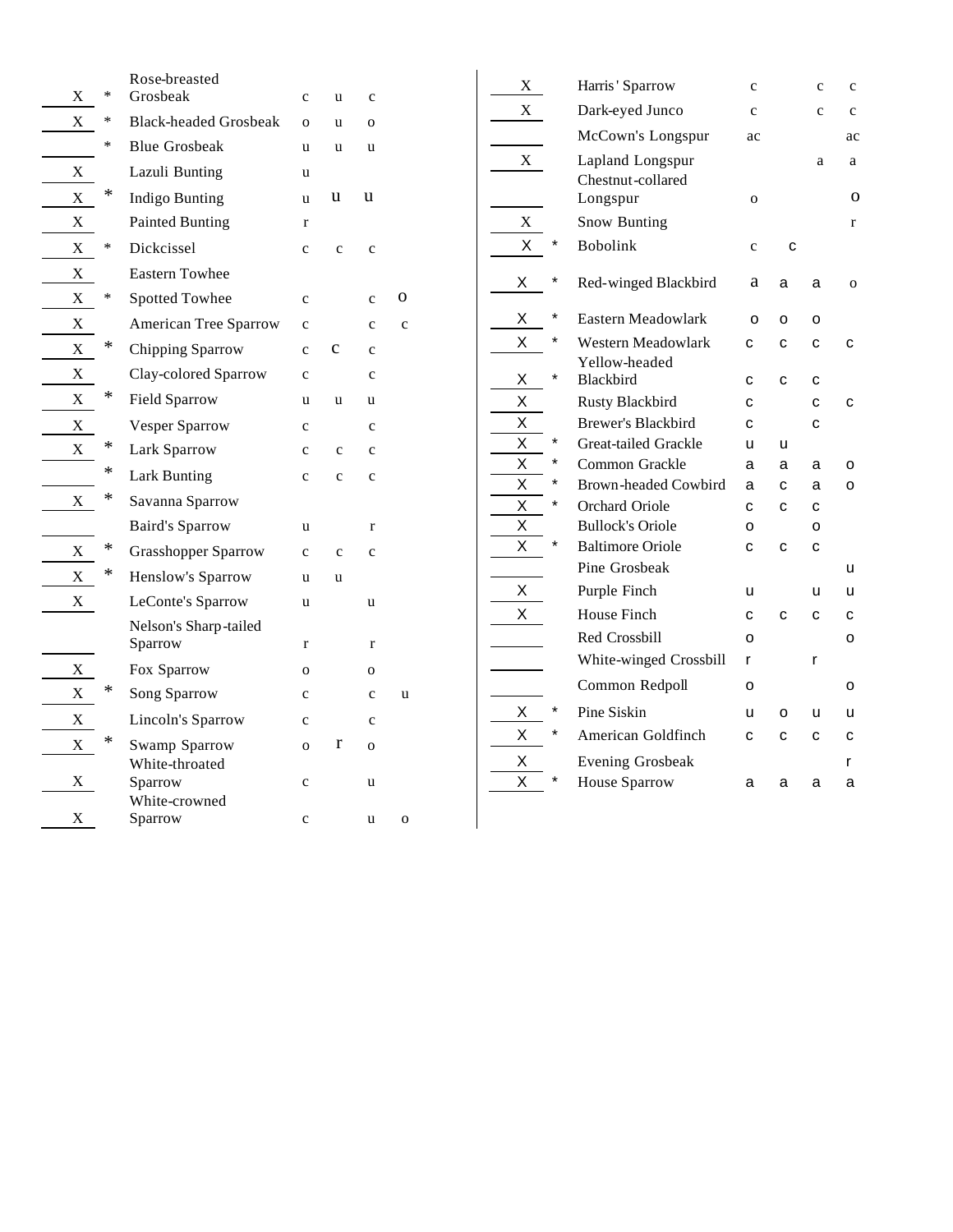| | | | | | | |
|---|---|---|---|---|---|---|
| X | * | Rose-breasted Grosbeak | c | u | c | |
| X | * | Black-headed Grosbeak | o | u | o | |
| | * | Blue Grosbeak | u | u | u | |
| X | | Lazuli Bunting | u | | | |
| X | * | Indigo Bunting | u | u | u | |
| X | | Painted Bunting | r | | | |
| X | * | Dickcissel | c | c | c | |
| X | | Eastern Towhee | | | | |
| X | * | Spotted Towhee | c | | c | o |
| X | | American Tree Sparrow | c | | c | c |
| X | * | Chipping Sparrow | c | c | c | |
| X | | Clay-colored Sparrow | c | | c | |
| X | * | Field Sparrow | u | u | u | |
| X | | Vesper Sparrow | c | | c | |
| X | * | Lark Sparrow | c | c | c | |
| | * | Lark Bunting | c | c | c | |
| X | * | Savanna Sparrow | | | | |
| | | Baird's Sparrow | u | | r | |
| X | * | Grasshopper Sparrow | c | c | c | |
| X | * | Henslow's Sparrow | u | u | | |
| X | | LeConte's Sparrow | u | | u | |
| | | Nelson's Sharp-tailed Sparrow | r | | r | |
| X | | Fox Sparrow | o | | o | |
| X | * | Song Sparrow | c | | c | u |
| X | | Lincoln's Sparrow | c | | c | |
| X | * | Swamp Sparrow | o | r | o | |
| X | | White-throated Sparrow | c | | u | |
| X | | White-crowned Sparrow | c | | u | o |
| X | | Harris' Sparrow | c | | c | c |
| X | | Dark-eyed Junco | c | | c | c |
| | | McCown's Longspur | ac | | | ac |
| X | | Lapland Longspur | | | a | a |
| | | Chestnut-collared Longspur | o | | | o |
| X | | Snow Bunting | | | | r |
| X | * | Bobolink | c | c | | |
| X | * | Red-winged Blackbird | a | a | a | o |
| X | * | Eastern Meadowlark | o | o | o | |
| X | * | Western Meadowlark | c | c | c | c |
| X | * | Yellow-headed Blackbird | c | c | c | |
| X | | Rusty Blackbird | c | | c | c |
| X | | Brewer's Blackbird | c | | c | |
| X | * | Great-tailed Grackle | u | u | | |
| X | * | Common Grackle | a | a | a | o |
| X | * | Brown-headed Cowbird | a | c | a | o |
| X | * | Orchard Oriole | c | c | c | |
| X | | Bullock's Oriole | o | | o | |
| X | * | Baltimore Oriole | c | c | c | |
| | | Pine Grosbeak | | | | u |
| X | | Purple Finch | u | | u | u |
| X | | House Finch | c | c | c | c |
| | | Red Crossbill | o | | | o |
| | | White-winged Crossbill | r | | r | |
| | | Common Redpoll | o | | | o |
| X | * | Pine Siskin | u | o | u | u |
| X | * | American Goldfinch | c | c | c | c |
| X | | Evening Grosbeak | | | | r |
| X | * | House Sparrow | a | a | a | a |